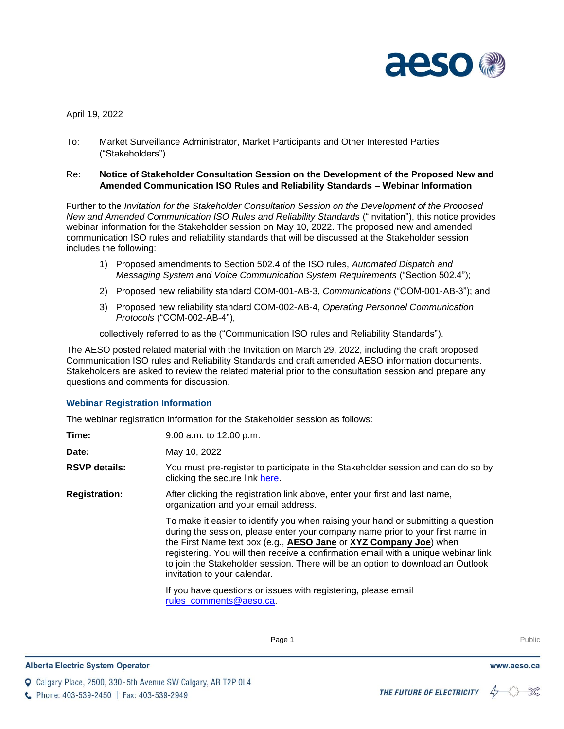April 19, 2022

To: Market Surveillance Administrator, Market Participants and Other Interested Parties (“Stakeholders”)

Re: **Notice of Stakeholder Consultation Session on the Development of the Proposed New and Amended Communication ISO Rules and Reliability Standards – Webinar Information**

Further to the *Invitation for the Stakeholder Consultation Session on the Development of the Proposed New and Amended Communication ISO Rules and Reliability Standards* (“Invitation”), this notice provides webinar information for the Stakeholder session on May 10, 2022. The proposed new and amended communication ISO rules and reliability standards that will be discussed at the Stakeholder session includes the following:

1) Proposed amendments to Section 502.4 of the ISO rules, *Automated Dispatch and Messaging System and Voice Communication System Requirements* (“Section 502.4”);
2) Proposed new reliability standard COM-001-AB-3, *Communications* (“COM-001-AB-3”); and
3) Proposed new reliability standard COM-002-AB-4, *Operating Personnel Communication Protocols* (“COM-002-AB-4”),

collectively referred to as the (“Communication ISO rules and Reliability Standards”).

The AESO posted related material with the Invitation on March 29, 2022, including the draft proposed Communication ISO rules and Reliability Standards and draft amended AESO information documents. Stakeholders are asked to review the related material prior to the consultation session and prepare any questions and comments for discussion.

## Webinar Registration Information

The webinar registration information for the Stakeholder session as follows:

| | |
|---|---|
| **Time:** | 9:00 a.m. to 12:00 p.m. |
| **Date:** | May 10, 2022 |
| **RSVP details:** | You must pre-register to participate in the Stakeholder session and can do so by clicking the secure link here. |
| **Registration:** | After clicking the registration link above, enter your first and last name, organization and your email address.<br><br>To make it easier to identify you when raising your hand or submitting a question during the session, please enter your company name prior to your first name in the First Name text box (e.g., **AESO Jane** or **XYZ Company Joe**) when registering. You will then receive a confirmation email with a unique webinar link to join the Stakeholder session. There will be an option to download an Outlook invitation to your calendar.<br><br>If you have questions or issues with registering, please email rules_comments@aeso.ca. |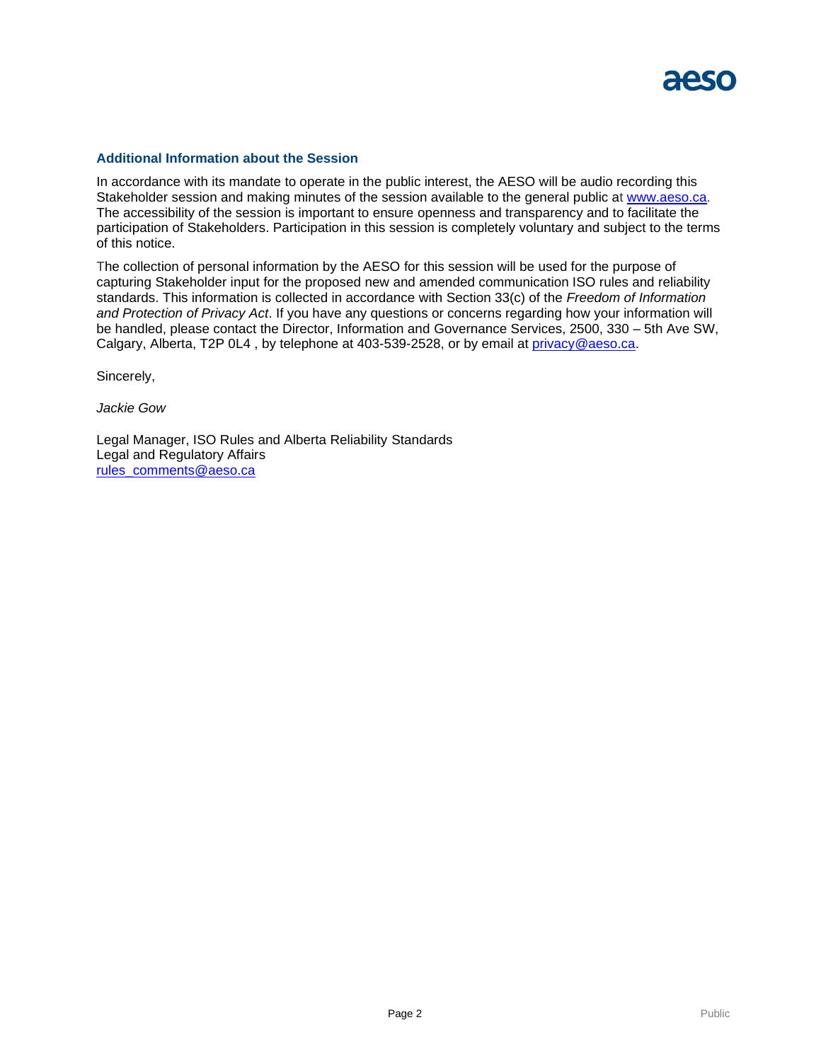### Additional Information about the Session

In accordance with its mandate to operate in the public interest, the AESO will be audio recording this Stakeholder session and making minutes of the session available to the general public at www.aeso.ca. The accessibility of the session is important to ensure openness and transparency and to facilitate the participation of Stakeholders. Participation in this session is completely voluntary and subject to the terms of this notice.

The collection of personal information by the AESO for this session will be used for the purpose of capturing Stakeholder input for the proposed new and amended communication ISO rules and reliability standards. This information is collected in accordance with Section 33(c) of the *Freedom of Information and Protection of Privacy Act*. If you have any questions or concerns regarding how your information will be handled, please contact the Director, Information and Governance Services, 2500, 330 – 5th Ave SW, Calgary, Alberta, T2P 0L4 , by telephone at 403-539-2528, or by email at privacy@aeso.ca.

Sincerely,

*Jackie Gow*

Legal Manager, ISO Rules and Alberta Reliability Standards
Legal and Regulatory Affairs
rules_comments@aeso.ca